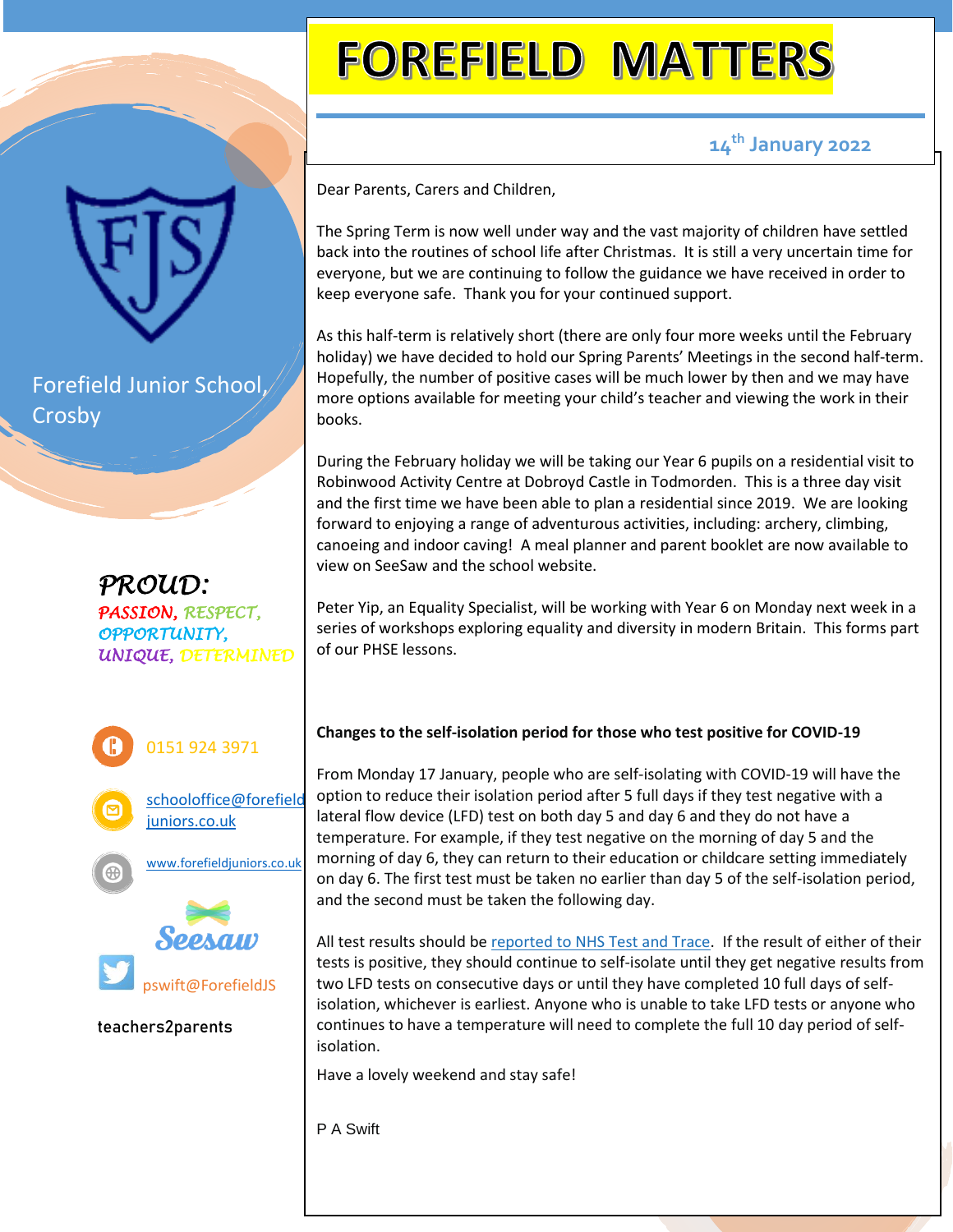# FOREFIELD MATTERS

**14th January 2022**

Forefield Junior School, Crosby

*PROUD:*
*PASSION, RESPECT, OPPORTUNITY, UNIQUE, DETERMINED*

0151 924 3971

schooloffice@forefieldjuniors.co.uk

www.forefieldjuniors.co.uk

Seesaw

pswift@ForefieldJS

teachers2parents

Dear Parents, Carers and Children,

The Spring Term is now well under way and the vast majority of children have settled back into the routines of school life after Christmas. It is still a very uncertain time for everyone, but we are continuing to follow the guidance we have received in order to keep everyone safe. Thank you for your continued support.

As this half-term is relatively short (there are only four more weeks until the February holiday) we have decided to hold our Spring Parents' Meetings in the second half-term. Hopefully, the number of positive cases will be much lower by then and we may have more options available for meeting your child's teacher and viewing the work in their books.

During the February holiday we will be taking our Year 6 pupils on a residential visit to Robinwood Activity Centre at Dobroyd Castle in Todmorden. This is a three day visit and the first time we have been able to plan a residential since 2019. We are looking forward to enjoying a range of adventurous activities, including: archery, climbing, canoeing and indoor caving! A meal planner and parent booklet are now available to view on SeeSaw and the school website.

Peter Yip, an Equality Specialist, will be working with Year 6 on Monday next week in a series of workshops exploring equality and diversity in modern Britain. This forms part of our PHSE lessons.

**Changes to the self-isolation period for those who test positive for COVID-19**

From Monday 17 January, people who are self-isolating with COVID-19 will have the option to reduce their isolation period after 5 full days if they test negative with a lateral flow device (LFD) test on both day 5 and day 6 and they do not have a temperature. For example, if they test negative on the morning of day 5 and the morning of day 6, they can return to their education or childcare setting immediately on day 6. The first test must be taken no earlier than day 5 of the self-isolation period, and the second must be taken the following day.

All test results should be reported to NHS Test and Trace. If the result of either of their tests is positive, they should continue to self-isolate until they get negative results from two LFD tests on consecutive days or until they have completed 10 full days of self-isolation, whichever is earliest. Anyone who is unable to take LFD tests or anyone who continues to have a temperature will need to complete the full 10 day period of self-isolation.

Have a lovely weekend and stay safe!

P A Swift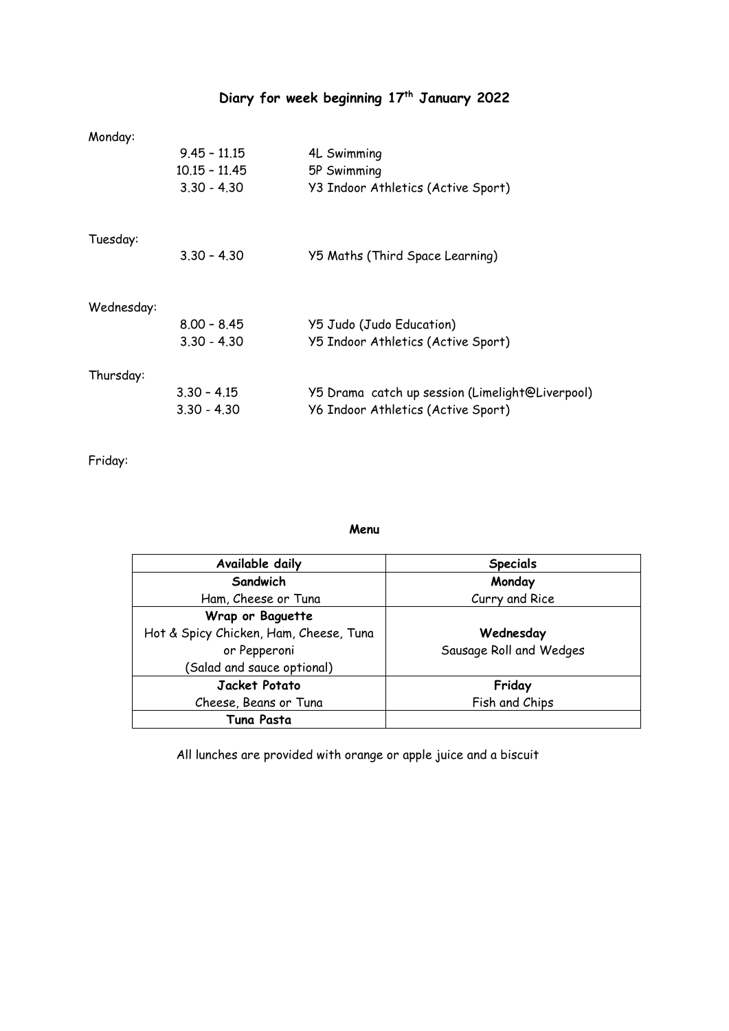# Diary for week beginning 17th January 2022

Monday:

| | |
|---|---|
| 9.45 – 11.15 | 4L Swimming |
| 10.15 – 11.45 | 5P Swimming |
| 3.30 - 4.30 | Y3 Indoor Athletics (Active Sport) |

Tuesday:

| | |
|---|---|
| 3.30 – 4.30 | Y5 Maths (Third Space Learning) |

Wednesday:

| | |
|---|---|
| 8.00 – 8.45 | Y5 Judo (Judo Education) |
| 3.30 - 4.30 | Y5 Indoor Athletics (Active Sport) |

Thursday:

| | |
|---|---|
| 3.30 – 4.15 | Y5 Drama catch up session (Limelight@Liverpool) |
| 3.30 - 4.30 | Y6 Indoor Athletics (Active Sport) |

Friday:

**Menu**

| Available daily | Specials |
|---|---|
| **Sandwich**<br>Ham, Cheese or Tuna | **Monday**<br>Curry and Rice |
| **Wrap or Baguette**<br>Hot & Spicy Chicken, Ham, Cheese, Tuna or Pepperoni<br>(Salad and sauce optional) | **Wednesday**<br>Sausage Roll and Wedges |
| **Jacket Potato**<br>Cheese, Beans or Tuna | **Friday**<br>Fish and Chips |
| **Tuna Pasta** | |

All lunches are provided with orange or apple juice and a biscuit